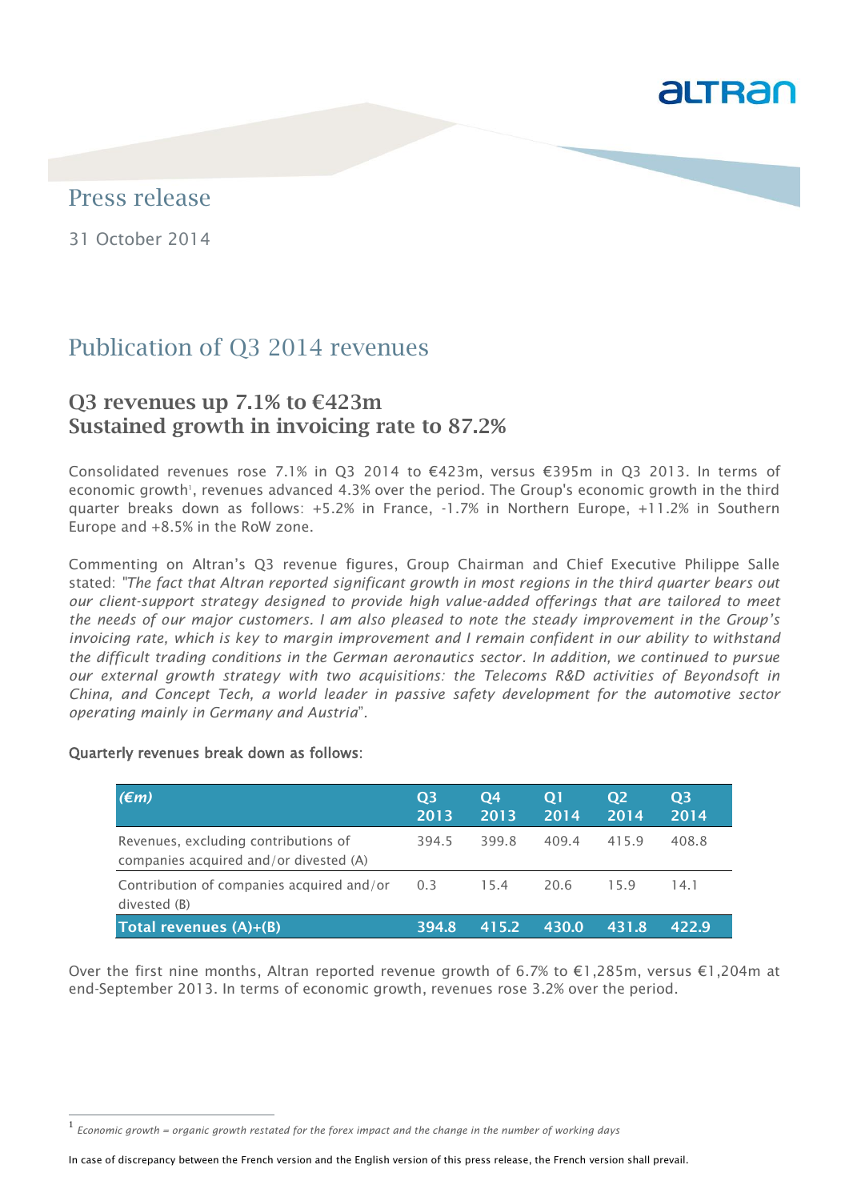Press release

31 October 2014

# Publication of Q3 2014 revenues

## Q3 revenues up 7.1% to €423m
## Sustained growth in invoicing rate to 87.2%

Consolidated revenues rose 7.1% in Q3 2014 to €423m, versus €395m in Q3 2013. In terms of economic growth[1], revenues advanced 4.3% over the period. The Group's economic growth in the third quarter breaks down as follows: +5.2% in France, -1.7% in Northern Europe, +11.2% in Southern Europe and +8.5% in the RoW zone.

Commenting on Altran's Q3 revenue figures, Group Chairman and Chief Executive Philippe Salle stated: "*The fact that Altran reported significant growth in most regions in the third quarter bears out our client-support strategy designed to provide high value-added offerings that are tailored to meet the needs of our major customers. I am also pleased to note the steady improvement in the Group's invoicing rate, which is key to margin improvement and I remain confident in our ability to withstand the difficult trading conditions in the German aeronautics sector. In addition, we continued to pursue our external growth strategy with two acquisitions: the Telecoms R&D activities of Beyondsoft in China, and Concept Tech, a world leader in passive safety development for the automotive sector operating mainly in Germany and Austria*".

Quarterly revenues break down as follows:

| *(€m)* | Q3 2013 | Q4 2013 | Q1 2014 | Q2 2014 | Q3 2014 |
|---|---|---|---|---|---|
| Revenues, excluding contributions of companies acquired and/or divested (A) | 394.5 | 399.8 | 409.4 | 415.9 | 408.8 |
| Contribution of companies acquired and/or divested (B) | 0.3 | 15.4 | 20.6 | 15.9 | 14.1 |
| **Total revenues (A)+(B)** | **394.8** | **415.2** | **430.0** | **431.8** | **422.9** |

Over the first nine months, Altran reported revenue growth of 6.7% to €1,285m, versus €1,204m at end-September 2013. In terms of economic growth, revenues rose 3.2% over the period.

[1] *Economic growth = organic growth restated for the forex impact and the change in the number of working days*

In case of discrepancy between the French version and the English version of this press release, the French version shall prevail.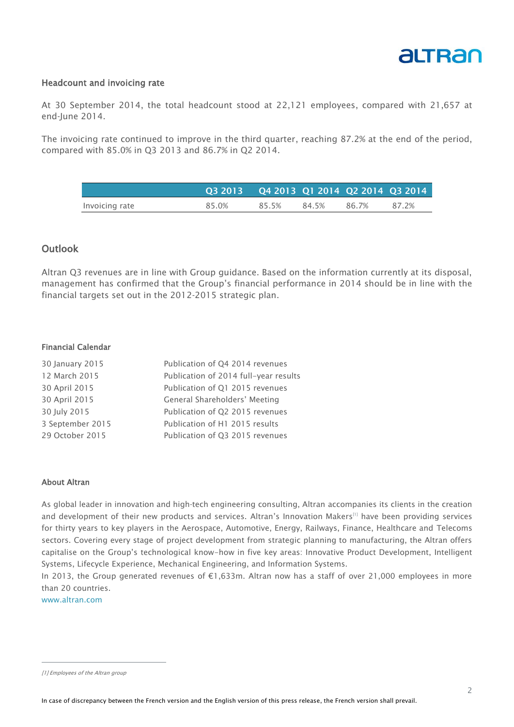### Headcount and invoicing rate

At 30 September 2014, the total headcount stood at 22,121 employees, compared with 21,657 at end-June 2014.

The invoicing rate continued to improve in the third quarter, reaching 87.2% at the end of the period, compared with 85.0% in Q3 2013 and 86.7% in Q2 2014.

| | Q3 2013 | Q4 2013 | Q1 2014 | Q2 2014 | Q3 2014 |
|---|---|---|---|---|---|
| Invoicing rate | 85.0% | 85.5% | 84.5% | 86.7% | 87.2% |

## Outlook

Altran Q3 revenues are in line with Group guidance. Based on the information currently at its disposal, management has confirmed that the Group's financial performance in 2014 should be in line with the financial targets set out in the 2012-2015 strategic plan.

### Financial Calendar

| | |
|---|---|
| 30 January 2015 | Publication of Q4 2014 revenues |
| 12 March 2015 | Publication of 2014 full-year results |
| 30 April 2015 | Publication of Q1 2015 revenues |
| 30 April 2015 | General Shareholders' Meeting |
| 30 July 2015 | Publication of Q2 2015 revenues |
| 3 September 2015 | Publication of H1 2015 results |
| 29 October 2015 | Publication of Q3 2015 revenues |

### About Altran

As global leader in innovation and high-tech engineering consulting, Altran accompanies its clients in the creation and development of their new products and services. Altran's Innovation Makers[1] have been providing services for thirty years to key players in the Aerospace, Automotive, Energy, Railways, Finance, Healthcare and Telecoms sectors. Covering every stage of project development from strategic planning to manufacturing, the Altran offers capitalise on the Group's technological know-how in five key areas: Innovative Product Development, Intelligent Systems, Lifecycle Experience, Mechanical Engineering, and Information Systems.

In 2013, the Group generated revenues of €1,633m. Altran now has a staff of over 21,000 employees in more than 20 countries.

www.altran.com

*[1] Employees of the Altran group*

In case of discrepancy between the French version and the English version of this press release, the French version shall prevail.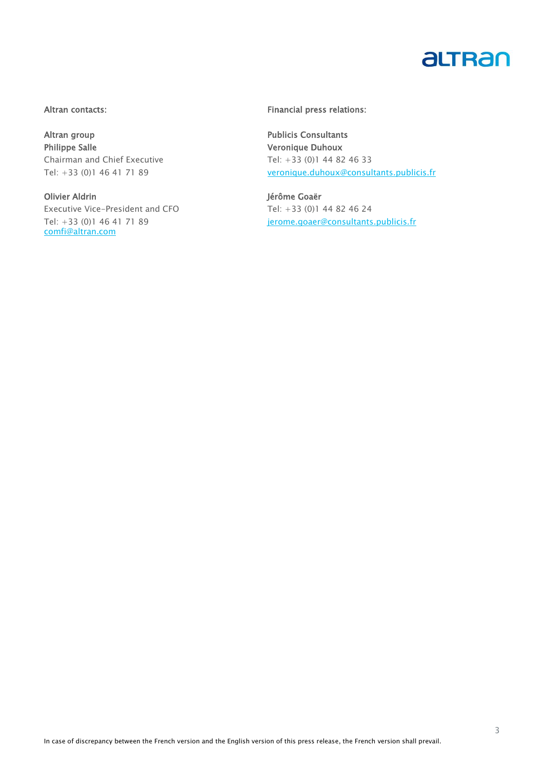Altran contacts:

**Altran group**
**Philippe Salle**
Chairman and Chief Executive
Tel: +33 (0)1 46 41 71 89

**Olivier Aldrin**
Executive Vice-President and CFO
Tel: +33 (0)1 46 41 71 89
comfi@altran.com

Financial press relations:

**Publicis Consultants**
**Veronique Duhoux**
Tel: +33 (0)1 44 82 46 33
veronique.duhoux@consultants.publicis.fr

**Jérôme Goaër**
Tel: +33 (0)1 44 82 46 24
jerome.goaer@consultants.publicis.fr

In case of discrepancy between the French version and the English version of this press release, the French version shall prevail.